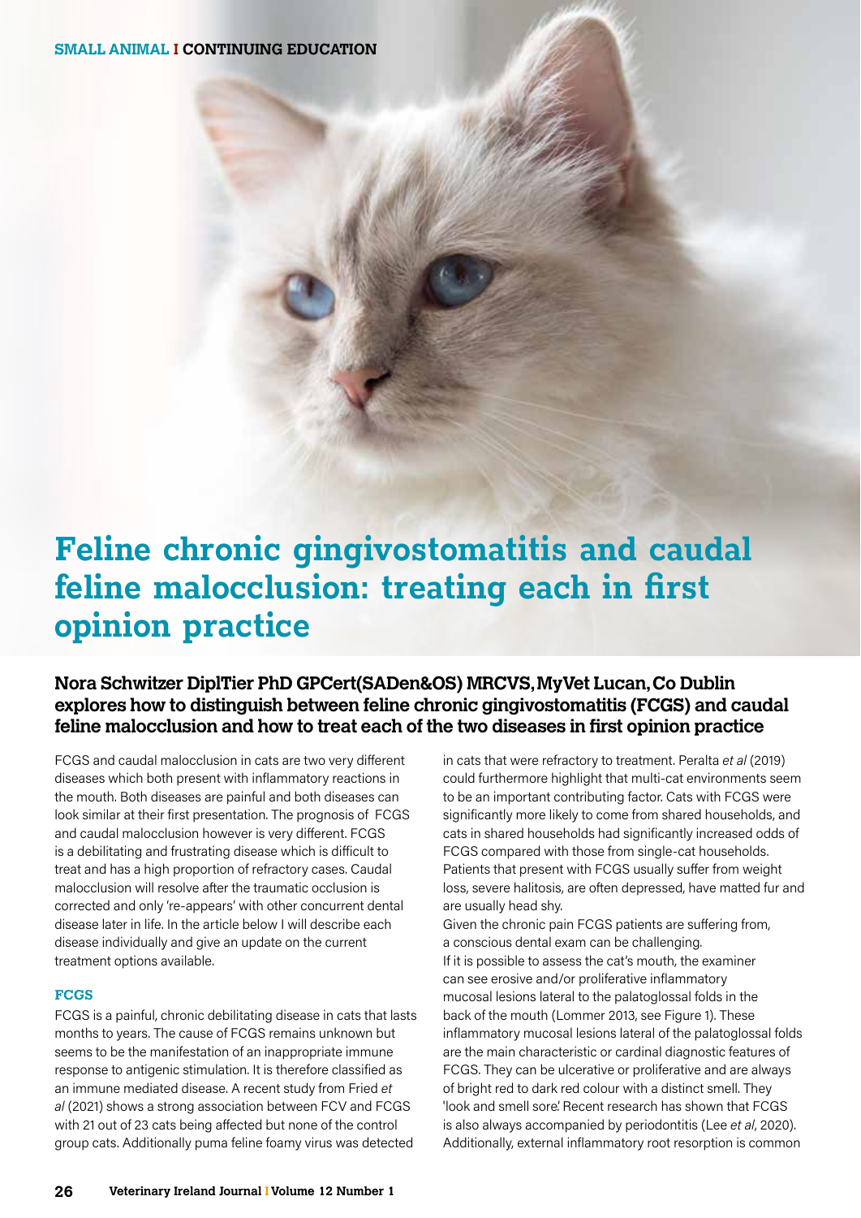SMALL ANIMAL I CONTINUING EDUCATION

# Feline chronic gingivostomatitis and caudal feline malocclusion: treating each in first opinion practice

**Nora Schwitzer DiplTier PhD GPCert(SADen&OS) MRCVS, MyVet Lucan, Co Dublin explores how to distinguish between feline chronic gingivostomatitis (FCGS) and caudal feline malocclusion and how to treat each of the two diseases in first opinion practice**

FCGS and caudal malocclusion in cats are two very different diseases which both present with inflammatory reactions in the mouth. Both diseases are painful and both diseases can look similar at their first presentation. The prognosis of FCGS and caudal malocclusion however is very different. FCGS is a debilitating and frustrating disease which is difficult to treat and has a high proportion of refractory cases. Caudal malocclusion will resolve after the traumatic occlusion is corrected and only 're-appears' with other concurrent dental disease later in life. In the article below I will describe each disease individually and give an update on the current treatment options available.

## FCGS

FCGS is a painful, chronic debilitating disease in cats that lasts months to years. The cause of FCGS remains unknown but seems to be the manifestation of an inappropriate immune response to antigenic stimulation. It is therefore classified as an immune mediated disease. A recent study from Fried *et al* (2021) shows a strong association between FCV and FCGS with 21 out of 23 cats being affected but none of the control group cats. Additionally puma feline foamy virus was detected in cats that were refractory to treatment. Peralta *et al* (2019) could furthermore highlight that multi-cat environments seem to be an important contributing factor. Cats with FCGS were significantly more likely to come from shared households, and cats in shared households had significantly increased odds of FCGS compared with those from single-cat households. Patients that present with FCGS usually suffer from weight loss, severe halitosis, are often depressed, have matted fur and are usually head shy.

Given the chronic pain FCGS patients are suffering from, a conscious dental exam can be challenging.

If it is possible to assess the cat's mouth, the examiner can see erosive and/or proliferative inflammatory mucosal lesions lateral to the palatoglossal folds in the back of the mouth (Lommer 2013, see Figure 1). These inflammatory mucosal lesions lateral of the palatoglossal folds are the main characteristic or cardinal diagnostic features of FCGS. They can be ulcerative or proliferative and are always of bright red to dark red colour with a distinct smell. They 'look and smell sore'. Recent research has shown that FCGS is also always accompanied by periodontitis (Lee *et al*, 2020). Additionally, external inflammatory root resorption is common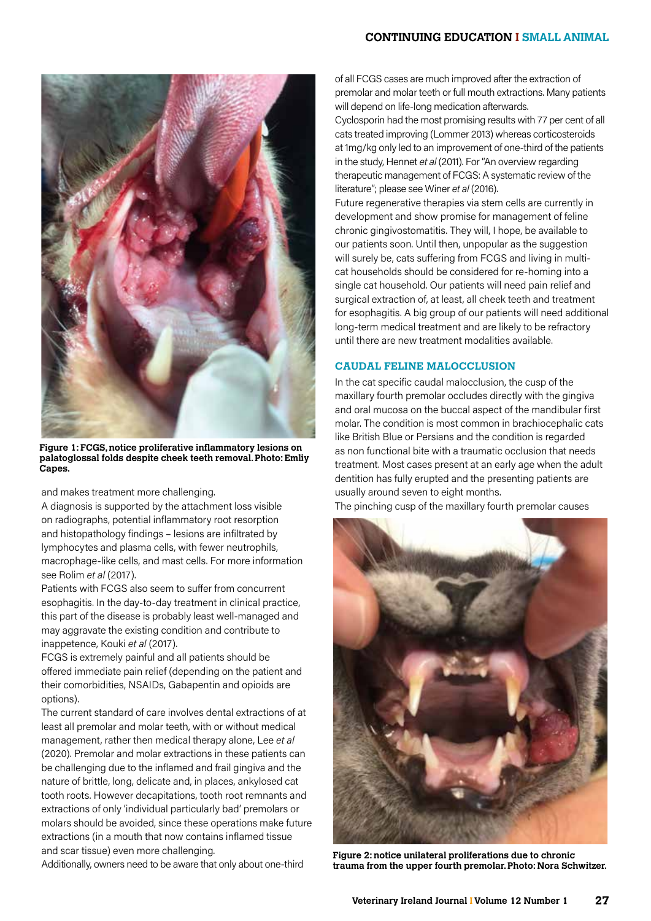Figure 1: FCGS, notice proliferative inflammatory lesions on palatoglossal folds despite cheek teeth removal. Photo: Emliy Capes.

and makes treatment more challenging.

A diagnosis is supported by the attachment loss visible on radiographs, potential inflammatory root resorption and histopathology findings – lesions are infiltrated by lymphocytes and plasma cells, with fewer neutrophils, macrophage-like cells, and mast cells. For more information see Rolim *et al* (2017).

Patients with FCGS also seem to suffer from concurrent esophagitis. In the day-to-day treatment in clinical practice, this part of the disease is probably least well-managed and may aggravate the existing condition and contribute to inappetence, Kouki *et al* (2017).

FCGS is extremely painful and all patients should be offered immediate pain relief (depending on the patient and their comorbidities, NSAIDs, Gabapentin and opioids are options).

The current standard of care involves dental extractions of at least all premolar and molar teeth, with or without medical management, rather then medical therapy alone, Lee *et al* (2020). Premolar and molar extractions in these patients can be challenging due to the inflamed and frail gingiva and the nature of brittle, long, delicate and, in places, ankylosed cat tooth roots. However decapitations, tooth root remnants and extractions of only 'individual particularly bad' premolars or molars should be avoided, since these operations make future extractions (in a mouth that now contains inflamed tissue and scar tissue) even more challenging.

Additionally, owners need to be aware that only about one-third of all FCGS cases are much improved after the extraction of premolar and molar teeth or full mouth extractions. Many patients will depend on life-long medication afterwards.

Cyclosporin had the most promising results with 77 per cent of all cats treated improving (Lommer 2013) whereas corticosteroids at 1mg/kg only led to an improvement of one-third of the patients in the study, Hennet *et al* (2011). For "An overview regarding therapeutic management of FCGS: A systematic review of the literature"; please see Winer *et al* (2016).

Future regenerative therapies via stem cells are currently in development and show promise for management of feline chronic gingivostomatitis. They will, I hope, be available to our patients soon. Until then, unpopular as the suggestion will surely be, cats suffering from FCGS and living in multi-cat households should be considered for re-homing into a single cat household. Our patients will need pain relief and surgical extraction of, at least, all cheek teeth and treatment for esophagitis. A big group of our patients will need additional long-term medical treatment and are likely to be refractory until there are new treatment modalities available.

## CAUDAL FELINE MALOCCLUSION

In the cat specific caudal malocclusion, the cusp of the maxillary fourth premolar occludes directly with the gingiva and oral mucosa on the buccal aspect of the mandibular first molar. The condition is most common in brachiocephalic cats like British Blue or Persians and the condition is regarded as non functional bite with a traumatic occlusion that needs treatment. Most cases present at an early age when the adult dentition has fully erupted and the presenting patients are usually around seven to eight months.

The pinching cusp of the maxillary fourth premolar causes

Figure 2: notice unilateral proliferations due to chronic trauma from the upper fourth premolar. Photo: Nora Schwitzer.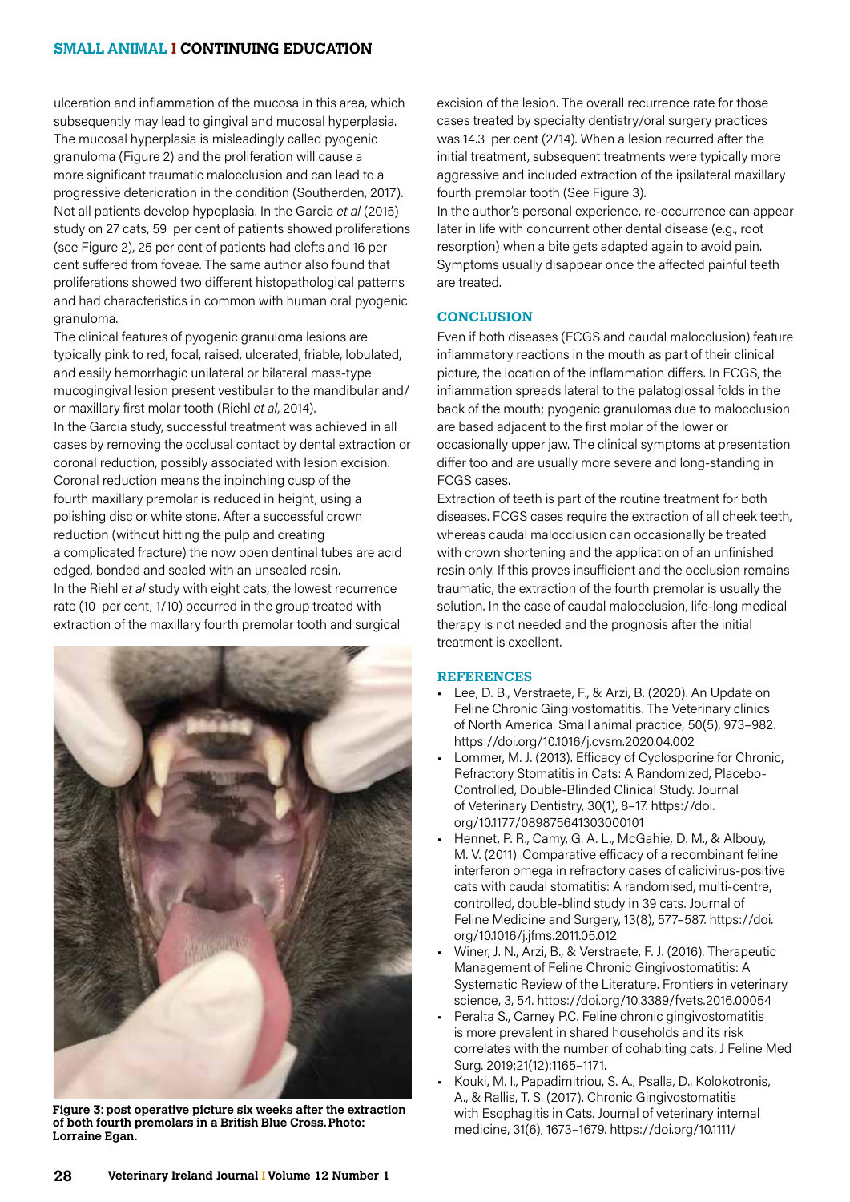ulceration and inflammation of the mucosa in this area, which subsequently may lead to gingival and mucosal hyperplasia. The mucosal hyperplasia is misleadingly called pyogenic granuloma (Figure 2) and the proliferation will cause a more significant traumatic malocclusion and can lead to a progressive deterioration in the condition (Southerden, 2017).
Not all patients develop hypoplasia. In the Garcia *et al* (2015) study on 27 cats, 59 per cent of patients showed proliferations (see Figure 2), 25 per cent of patients had clefts and 16 per cent suffered from foveae. The same author also found that proliferations showed two different histopathological patterns and had characteristics in common with human oral pyogenic granuloma.

The clinical features of pyogenic granuloma lesions are typically pink to red, focal, raised, ulcerated, friable, lobulated, and easily hemorrhagic unilateral or bilateral mass-type mucogingival lesion present vestibular to the mandibular and/or maxillary first molar tooth (Riehl *et al*, 2014).

In the Garcia study, successful treatment was achieved in all cases by removing the occlusal contact by dental extraction or coronal reduction, possibly associated with lesion excision. Coronal reduction means the inpinching cusp of the fourth maxillary premolar is reduced in height, using a polishing disc or white stone. After a successful crown reduction (without hitting the pulp and creating a complicated fracture) the now open dentinal tubes are acid edged, bonded and sealed with an unsealed resin.

In the Riehl *et al* study with eight cats, the lowest recurrence rate (10 per cent; 1/10) occurred in the group treated with extraction of the maxillary fourth premolar tooth and surgical excision of the lesion. The overall recurrence rate for those cases treated by specialty dentistry/oral surgery practices was 14.3 per cent (2/14). When a lesion recurred after the initial treatment, subsequent treatments were typically more aggressive and included extraction of the ipsilateral maxillary fourth premolar tooth (See Figure 3).

In the author's personal experience, re-occurrence can appear later in life with concurrent other dental disease (e.g., root resorption) when a bite gets adapted again to avoid pain. Symptoms usually disappear once the affected painful teeth are treated.

**Figure 3: post operative picture six weeks after the extraction of both fourth premolars in a British Blue Cross. Photo: Lorraine Egan.**

## CONCLUSION

Even if both diseases (FCGS and caudal malocclusion) feature inflammatory reactions in the mouth as part of their clinical picture, the location of the inflammation differs. In FCGS, the inflammation spreads lateral to the palatoglossal folds in the back of the mouth; pyogenic granulomas due to malocclusion are based adjacent to the first molar of the lower or occasionally upper jaw. The clinical symptoms at presentation differ too and are usually more severe and long-standing in FCGS cases.

Extraction of teeth is part of the routine treatment for both diseases. FCGS cases require the extraction of all cheek teeth, whereas caudal malocclusion can occasionally be treated with crown shortening and the application of an unfinished resin only. If this proves insufficient and the occlusion remains traumatic, the extraction of the fourth premolar is usually the solution. In the case of caudal malocclusion, life-long medical therapy is not needed and the prognosis after the initial treatment is excellent.

## REFERENCES

- Lee, D. B., Verstraete, F., & Arzi, B. (2020). An Update on Feline Chronic Gingivostomatitis. The Veterinary clinics of North America. Small animal practice, 50(5), 973–982. https://doi.org/10.1016/j.cvsm.2020.04.002
- Lommer, M. J. (2013). Efficacy of Cyclosporine for Chronic, Refractory Stomatitis in Cats: A Randomized, Placebo-Controlled, Double-Blinded Clinical Study. Journal of Veterinary Dentistry, 30(1), 8–17. https://doi.org/10.1177/089875641303000101
- Hennet, P. R., Camy, G. A. L., McGahie, D. M., & Albouy, M. V. (2011). Comparative efficacy of a recombinant feline interferon omega in refractory cases of calicivirus-positive cats with caudal stomatitis: A randomised, multi-centre, controlled, double-blind study in 39 cats. Journal of Feline Medicine and Surgery, 13(8), 577–587. https://doi.org/10.1016/j.jfms.2011.05.012
- Winer, J. N., Arzi, B., & Verstraete, F. J. (2016). Therapeutic Management of Feline Chronic Gingivostomatitis: A Systematic Review of the Literature. Frontiers in veterinary science, 3, 54. https://doi.org/10.3389/fvets.2016.00054
- Peralta S., Carney P.C. Feline chronic gingivostomatitis is more prevalent in shared households and its risk correlates with the number of cohabiting cats. J Feline Med Surg. 2019;21(12):1165–1171.
- Kouki, M. I., Papadimitriou, S. A., Psalla, D., Kolokotronis, A., & Rallis, T. S. (2017). Chronic Gingivostomatitis with Esophagitis in Cats. Journal of veterinary internal medicine, 31(6), 1673–1679. https://doi.org/10.1111/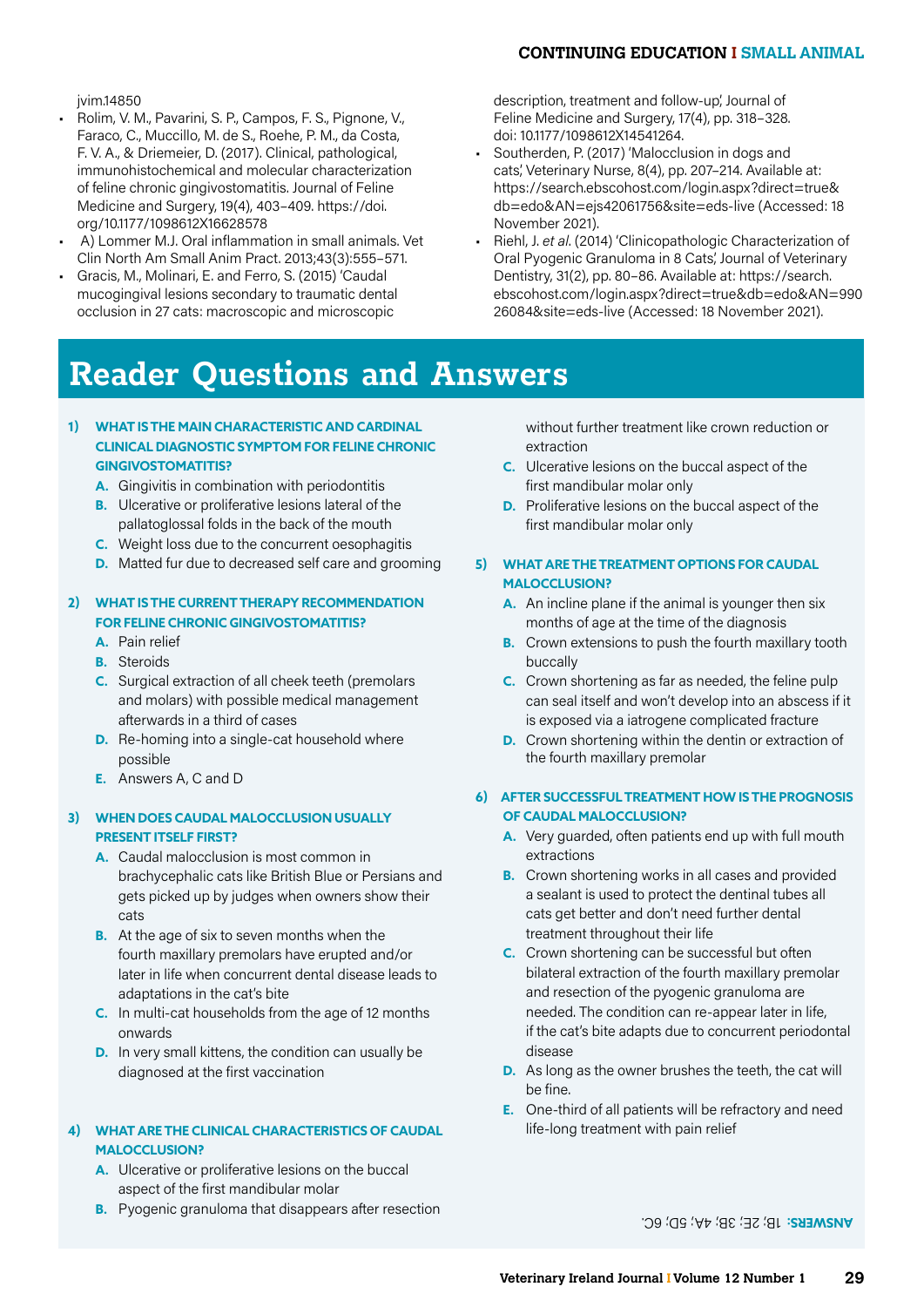jvim.14850

- Rolim, V. M., Pavarini, S. P., Campos, F. S., Pignone, V., Faraco, C., Muccillo, M. de S., Roehe, P. M., da Costa, F. V. A., & Driemeier, D. (2017). Clinical, pathological, immunohistochemical and molecular characterization of feline chronic gingivostomatitis. Journal of Feline Medicine and Surgery, 19(4), 403–409. https://doi.org/10.1177/1098612X16628578
- A) Lommer M.J. Oral inflammation in small animals. Vet Clin North Am Small Anim Pract. 2013;43(3):555–571.
- Gracis, M., Molinari, E. and Ferro, S. (2015) 'Caudal mucogingival lesions secondary to traumatic dental occlusion in 27 cats: macroscopic and microscopic description, treatment and follow-up', Journal of Feline Medicine and Surgery, 17(4), pp. 318–328. doi: 10.1177/1098612X14541264.
- Southerden, P. (2017) 'Malocclusion in dogs and cats', Veterinary Nurse, 8(4), pp. 207–214. Available at: https://search.ebscohost.com/login.aspx?direct=true&db=edo&AN=ejs42061756&site=eds-live (Accessed: 18 November 2021).
- Riehl, J. *et al.* (2014) 'Clinicopathologic Characterization of Oral Pyogenic Granuloma in 8 Cats', Journal of Veterinary Dentistry, 31(2), pp. 80–86. Available at: https://search.ebscohost.com/login.aspx?direct=true&db=edo&AN=99026084&site=eds-live (Accessed: 18 November 2021).

# Reader Questions and Answers

**1) WHAT IS THE MAIN CHARACTERISTIC AND CARDINAL CLINICAL DIAGNOSTIC SYMPTOM FOR FELINE CHRONIC GINGIVOSTOMATITIS?**

- **A.** Gingivitis in combination with periodontitis
- **B.** Ulcerative or proliferative lesions lateral of the pallatoglossal folds in the back of the mouth
- **C.** Weight loss due to the concurrent oesophagitis
- **D.** Matted fur due to decreased self care and grooming

**2) WHAT IS THE CURRENT THERAPY RECOMMENDATION FOR FELINE CHRONIC GINGIVOSTOMATITIS?**

- **A.** Pain relief
- **B.** Steroids
- **C.** Surgical extraction of all cheek teeth (premolars and molars) with possible medical management afterwards in a third of cases
- **D.** Re-homing into a single-cat household where possible
- **E.** Answers A, C and D

**3) WHEN DOES CAUDAL MALOCCLUSION USUALLY PRESENT ITSELF FIRST?**

- **A.** Caudal malocclusion is most common in brachycephalic cats like British Blue or Persians and gets picked up by judges when owners show their cats
- **B.** At the age of six to seven months when the fourth maxillary premolars have erupted and/or later in life when concurrent dental disease leads to adaptations in the cat's bite
- **C.** In multi-cat households from the age of 12 months onwards
- **D.** In very small kittens, the condition can usually be diagnosed at the first vaccination

**4) WHAT ARE THE CLINICAL CHARACTERISTICS OF CAUDAL MALOCCLUSION?**

- **A.** Ulcerative or proliferative lesions on the buccal aspect of the first mandibular molar
- **B.** Pyogenic granuloma that disappears after resection without further treatment like crown reduction or extraction
- **C.** Ulcerative lesions on the buccal aspect of the first mandibular molar only
- **D.** Proliferative lesions on the buccal aspect of the first mandibular molar only

**5) WHAT ARE THE TREATMENT OPTIONS FOR CAUDAL MALOCCLUSION?**

- **A.** An incline plane if the animal is younger then six months of age at the time of the diagnosis
- **B.** Crown extensions to push the fourth maxillary tooth buccally
- **C.** Crown shortening as far as needed, the feline pulp can seal itself and won't develop into an abscess if it is exposed via a iatrogene complicated fracture
- **D.** Crown shortening within the dentin or extraction of the fourth maxillary premolar

**6) AFTER SUCCESSFUL TREATMENT HOW IS THE PROGNOSIS OF CAUDAL MALOCCLUSION?**

- **A.** Very guarded, often patients end up with full mouth extractions
- **B.** Crown shortening works in all cases and provided a sealant is used to protect the dentinal tubes all cats get better and don't need further dental treatment throughout their life
- **C.** Crown shortening can be successful but often bilateral extraction of the fourth maxillary premolar and resection of the pyogenic granuloma are needed. The condition can re-appear later in life, if the cat's bite adapts due to concurrent periodontal disease
- **D.** As long as the owner brushes the teeth, the cat will be fine.
- **E.** One-third of all patients will be refractory and need life-long treatment with pain relief

**ANSWERS:** 1B; 2E; 3B; 4A; 5D; 6C.